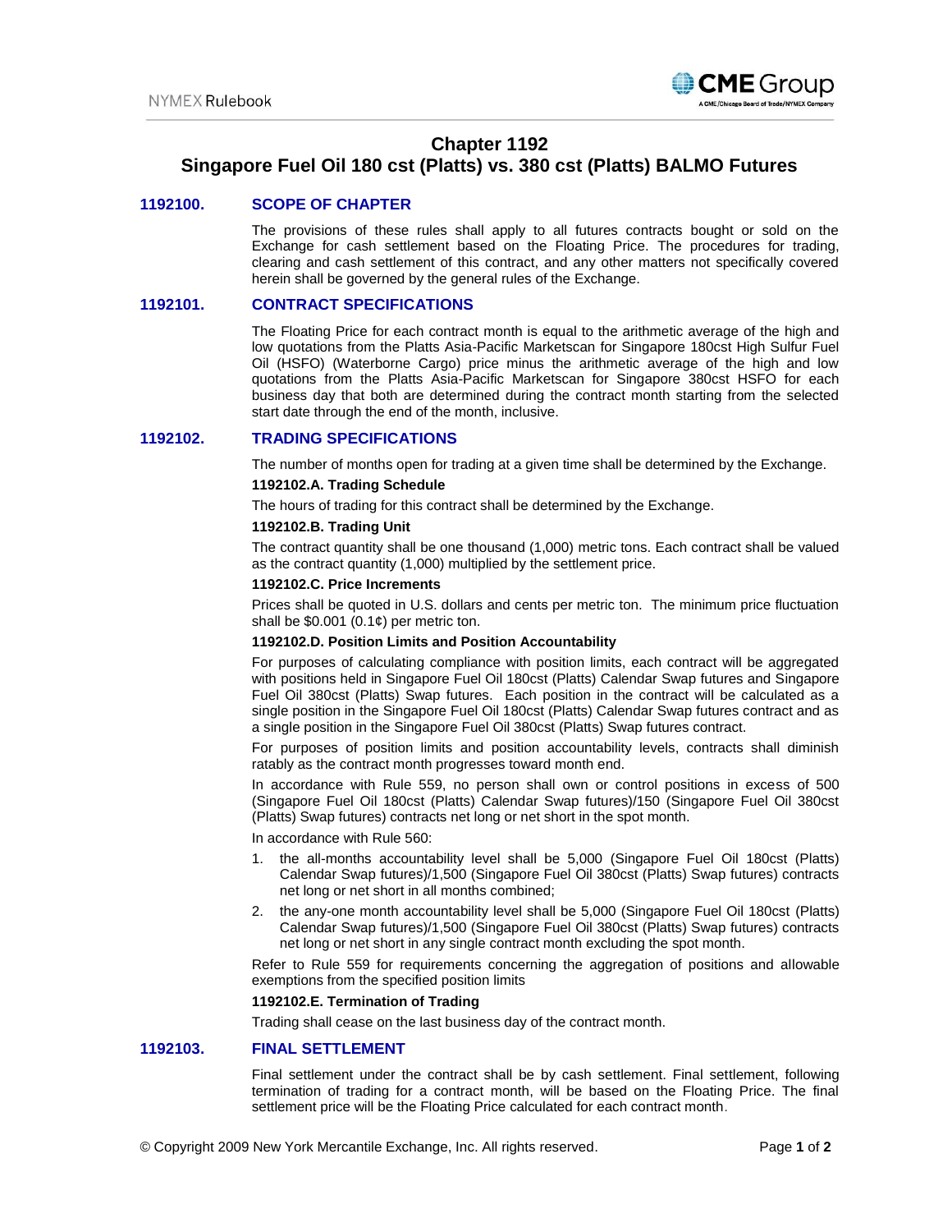# Chapter 1192
# Singapore Fuel Oil 180 cst (Platts) vs. 380 cst (Platts) BALMO Futures

## 1192100. SCOPE OF CHAPTER

The provisions of these rules shall apply to all futures contracts bought or sold on the Exchange for cash settlement based on the Floating Price. The procedures for trading, clearing and cash settlement of this contract, and any other matters not specifically covered herein shall be governed by the general rules of the Exchange.

## 1192101. CONTRACT SPECIFICATIONS

The Floating Price for each contract month is equal to the arithmetic average of the high and low quotations from the Platts Asia-Pacific Marketscan for Singapore 180cst High Sulfur Fuel Oil (HSFO) (Waterborne Cargo) price minus the arithmetic average of the high and low quotations from the Platts Asia-Pacific Marketscan for Singapore 380cst HSFO for each business day that both are determined during the contract month starting from the selected start date through the end of the month, inclusive.

## 1192102. TRADING SPECIFICATIONS

The number of months open for trading at a given time shall be determined by the Exchange.

### 1192102.A. Trading Schedule

The hours of trading for this contract shall be determined by the Exchange.

### 1192102.B. Trading Unit

The contract quantity shall be one thousand (1,000) metric tons. Each contract shall be valued as the contract quantity (1,000) multiplied by the settlement price.

### 1192102.C. Price Increments

Prices shall be quoted in U.S. dollars and cents per metric ton. The minimum price fluctuation shall be $0.001 (0.1¢) per metric ton.

### 1192102.D. Position Limits and Position Accountability

For purposes of calculating compliance with position limits, each contract will be aggregated with positions held in Singapore Fuel Oil 180cst (Platts) Calendar Swap futures and Singapore Fuel Oil 380cst (Platts) Swap futures. Each position in the contract will be calculated as a single position in the Singapore Fuel Oil 180cst (Platts) Calendar Swap futures contract and as a single position in the Singapore Fuel Oil 380cst (Platts) Swap futures contract.

For purposes of position limits and position accountability levels, contracts shall diminish ratably as the contract month progresses toward month end.

In accordance with Rule 559, no person shall own or control positions in excess of 500 (Singapore Fuel Oil 180cst (Platts) Calendar Swap futures)/150 (Singapore Fuel Oil 380cst (Platts) Swap futures) contracts net long or net short in the spot month.

In accordance with Rule 560:

1. the all-months accountability level shall be 5,000 (Singapore Fuel Oil 180cst (Platts) Calendar Swap futures)/1,500 (Singapore Fuel Oil 380cst (Platts) Swap futures) contracts net long or net short in all months combined;
2. the any-one month accountability level shall be 5,000 (Singapore Fuel Oil 180cst (Platts) Calendar Swap futures)/1,500 (Singapore Fuel Oil 380cst (Platts) Swap futures) contracts net long or net short in any single contract month excluding the spot month.

Refer to Rule 559 for requirements concerning the aggregation of positions and allowable exemptions from the specified position limits

### 1192102.E. Termination of Trading

Trading shall cease on the last business day of the contract month.

## 1192103. FINAL SETTLEMENT

Final settlement under the contract shall be by cash settlement. Final settlement, following termination of trading for a contract month, will be based on the Floating Price. The final settlement price will be the Floating Price calculated for each contract month.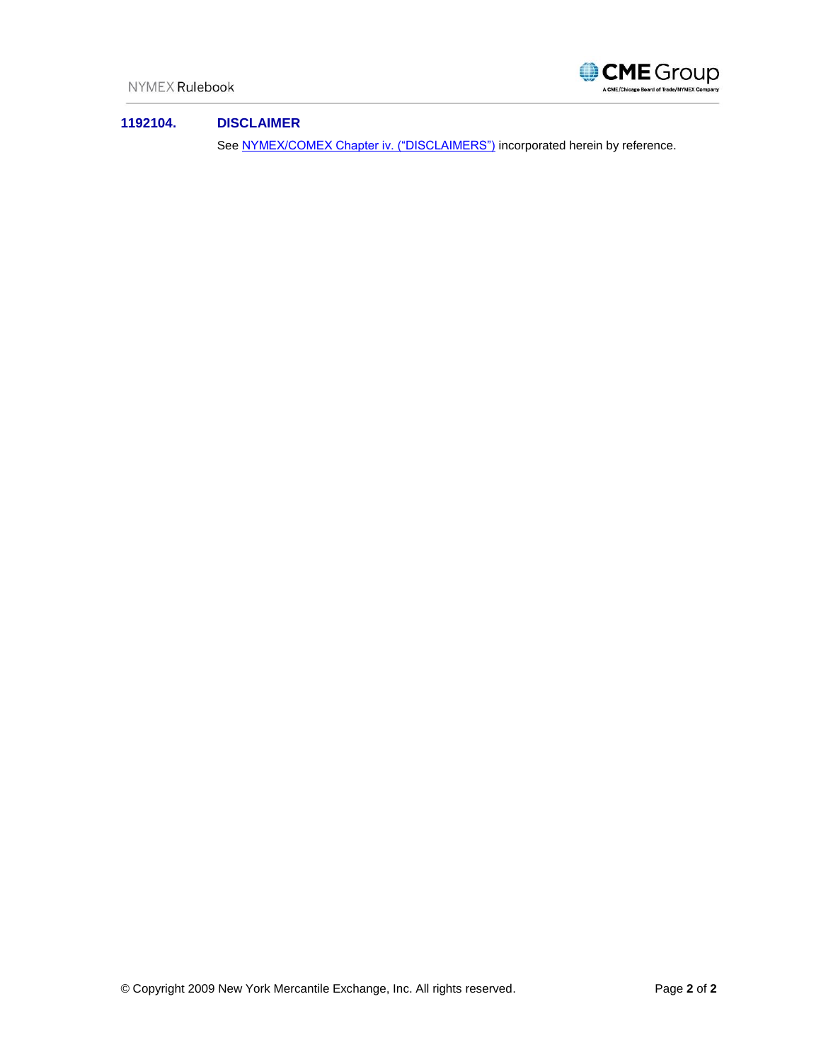### 1192104. DISCLAIMER

See NYMEX/COMEX Chapter iv. ("DISCLAIMERS") incorporated herein by reference.